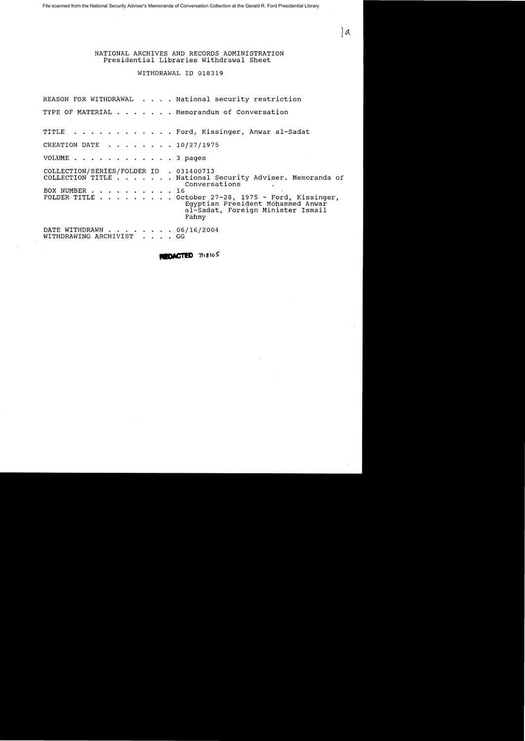File scanned from the National Security Adviser's Memoranda of Conversation Collection at the Gerald R. Ford Presidential Library

1a

NATIONAL ARCHIVES AND RECORDS ADMINISTRATION
Presidential Libraries Withdrawal Sheet

WITHDRAWAL ID 018319

REASON FOR WITHDRAWAL . . . . National security restriction

TYPE OF MATERIAL . . . . . . . Memorandum of Conversation

TITLE . . . . . . . . . . . . Ford, Kissinger, Anwar al-Sadat

CREATION DATE . . . . . . . . 10/27/1975

VOLUME . . . . . . . . . . . . 3 pages

COLLECTION/SERIES/FOLDER ID . 031400713
COLLECTION TITLE . . . . . . . National Security Adviser. Memoranda of Conversations
BOX NUMBER . . . . . . . . . . 16
FOLDER TITLE . . . . . . . . . October 27-28, 1975 - Ford, Kissinger, Egyptian President Mohammed Anwar al-Sadat, Foreign Minister Ismail Fahmy

DATE WITHDRAWN . . . . . . . . 06/16/2004
WITHDRAWING ARCHIVIST . . . . GG

REDACTED 7/18/05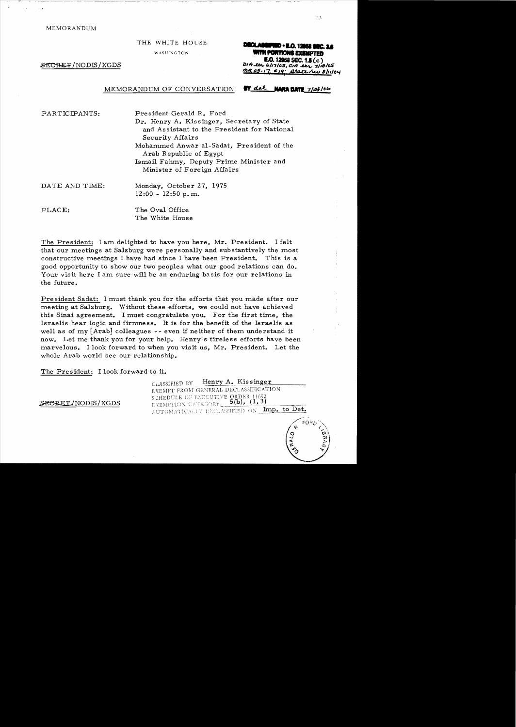MEMORANDUM

THE WHITE HOUSE

WASHINGTON

~~SECRET~~/NODIS/XGDS

DECLASSIFIED • E.O. 12958 SEC. 3.6
WITH PORTIONS EXEMPTED
E.O. 12958 SEC. 1.5 (c)
DIA ltr 6/17/05, CIA ltr 7/18/05
MR 05-17, #19; State ltr 8/11/04

MEMORANDUM OF CONVERSATION

BY dal NARA DATE 7/25/06

PARTICIPANTS: President Gerald R. Ford
Dr. Henry A. Kissinger, Secretary of State and Assistant to the President for National Security Affairs
Mohammed Anwar al-Sadat, President of the Arab Republic of Egypt
Ismail Fahmy, Deputy Prime Minister and Minister of Foreign Affairs

DATE AND TIME: Monday, October 27, 1975
12:00 - 12:50 p.m.

PLACE: The Oval Office
The White House

The President: I am delighted to have you here, Mr. President. I felt that our meetings at Salzburg were personally and substantively the most constructive meetings I have had since I have been President. This is a good opportunity to show our two peoples what our good relations can do. Your visit here I am sure will be an enduring basis for our relations in the future.

President Sadat: I must thank you for the efforts that you made after our meeting at Salzburg. Without these efforts, we could not have achieved this Sinai agreement. I must congratulate you. For the first time, the Israelis hear logic and firmness. It is for the benefit of the Israelis as well as of my [Arab] colleagues -- even if neither of them understand it now. Let me thank you for your help. Henry's tireless efforts have been marvelous. I look forward to when you visit us, Mr. President. Let the whole Arab world see our relationship.

The President: I look forward to it.

~~SECRET~~/NODIS/XGDS

CLASSIFIED BY Henry A. Kissinger
EXEMPT FROM GENERAL DECLASSIFICATION
SCHEDULE OF EXECUTIVE ORDER 11652
EXEMPTION CATEGORY 5(b), (1, 3)
AUTOMATICALLY DECLASSIFIED ON Imp. to Det.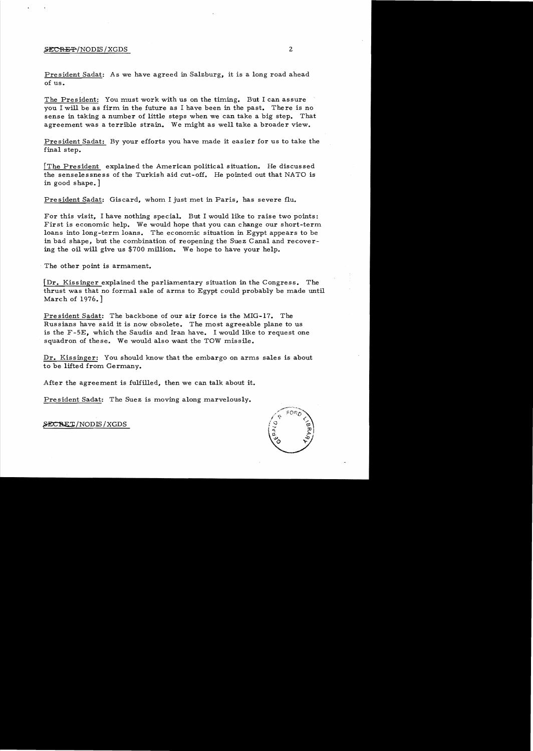President Sadat: As we have agreed in Salzburg, it is a long road ahead of us.

The President: You must work with us on the timing. But I can assure you I will be as firm in the future as I have been in the past. There is no sense in taking a number of little steps when we can take a big step. That agreement was a terrible strain. We might as well take a broader view.

President Sadat: By your efforts you have made it easier for us to take the final step.

[The President explained the American political situation. He discussed the senselessness of the Turkish aid cut-off. He pointed out that NATO is in good shape.]

President Sadat: Giscard, whom I just met in Paris, has severe flu.

For this visit, I have nothing special. But I would like to raise two points: First is economic help. We would hope that you can change our short-term loans into long-term loans. The economic situation in Egypt appears to be in bad shape, but the combination of reopening the Suez Canal and recovering the oil will give us $700 million. We hope to have your help.

The other point is armament.

[Dr. Kissinger explained the parliamentary situation in the Congress. The thrust was that no formal sale of arms to Egypt could probably be made until March of 1976.]

President Sadat: The backbone of our air force is the MIG-17. The Russians have said it is now obsolete. The most agreeable plane to us is the F-5E, which the Saudis and Iran have. I would like to request one squadron of these. We would also want the TOW missile.

Dr. Kissinger: You should know that the embargo on arms sales is about to be lifted from Germany.

After the agreement is fulfilled, then we can talk about it.

President Sadat: The Suez is moving along marvelously.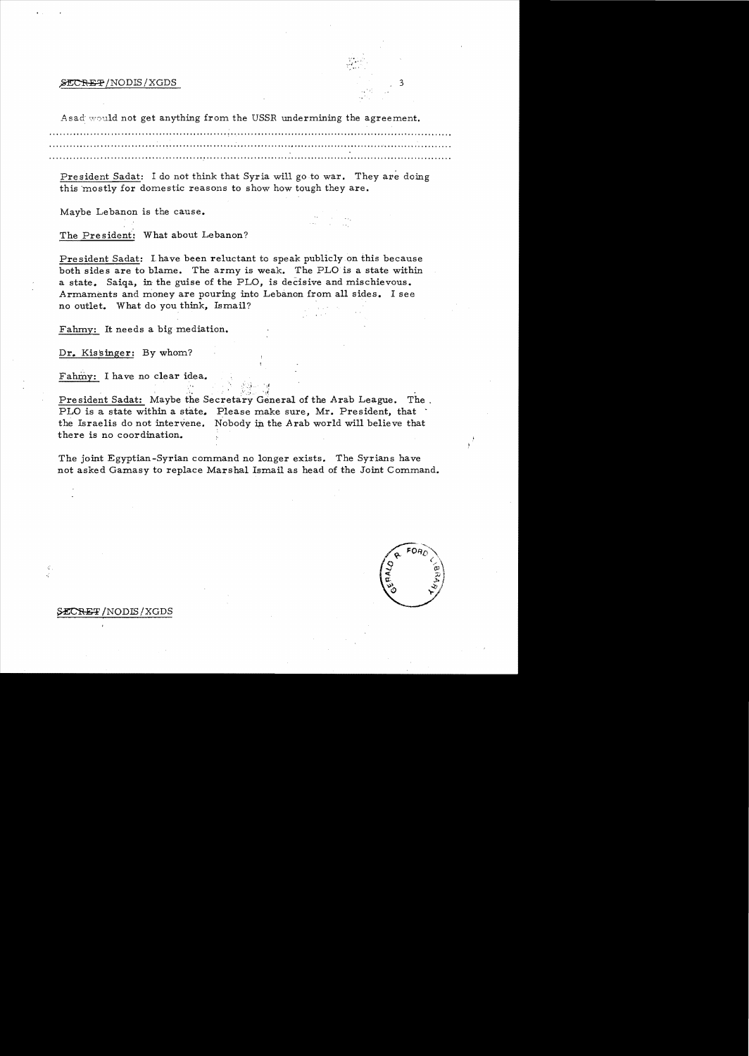Asad would not get anything from the USSR undermining the agreement.

.......................................................................................................................

.......................................................................................................................

.......................................................................................................................

President Sadat: I do not think that Syria will go to war. They are doing this mostly for domestic reasons to show how tough they are.

Maybe Lebanon is the cause.

The President: What about Lebanon?

President Sadat: I have been reluctant to speak publicly on this because both sides are to blame. The army is weak. The PLO is a state within a state. Saiqa, in the guise of the PLO, is decisive and mischievous. Armaments and money are pouring into Lebanon from all sides. I see no outlet. What do you think, Ismail?

Fahmy: It needs a big mediation.

Dr. Kissinger: By whom?

Fahmy: I have no clear idea.

President Sadat: Maybe the Secretary General of the Arab League. The PLO is a state within a state. Please make sure, Mr. President, that the Israelis do not intervene. Nobody in the Arab world will believe that there is no coordination.

The joint Egyptian-Syrian command no longer exists. The Syrians have not asked Gamasy to replace Marshal Ismail as head of the Joint Command.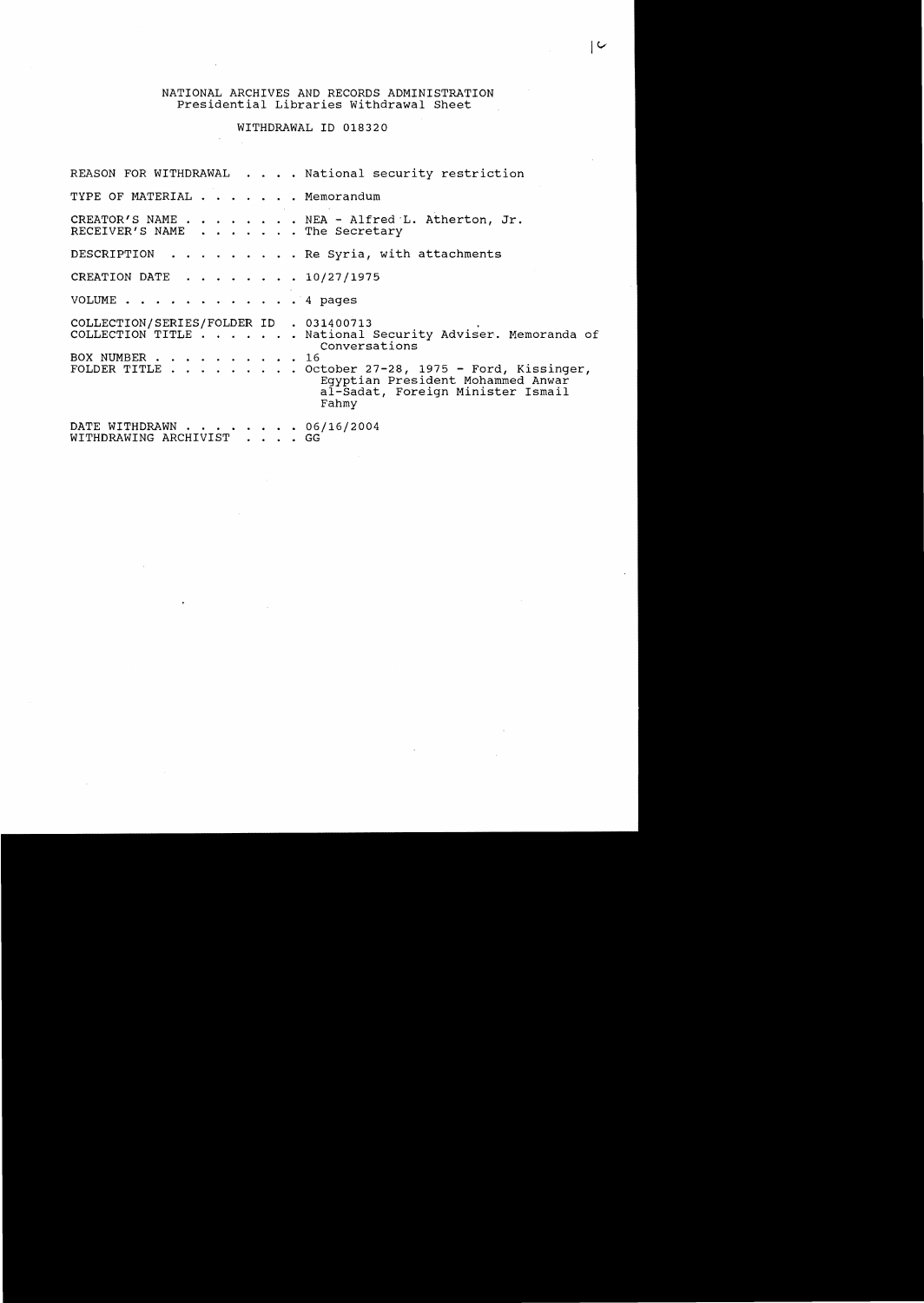NATIONAL ARCHIVES AND RECORDS ADMINISTRATION
Presidential Libraries Withdrawal Sheet

WITHDRAWAL ID 018320

| | |
|---|---|
| REASON FOR WITHDRAWAL | National security restriction |
| TYPE OF MATERIAL | Memorandum |
| CREATOR'S NAME | NEA - Alfred L. Atherton, Jr. |
| RECEIVER'S NAME | The Secretary |
| DESCRIPTION | Re Syria, with attachments |
| CREATION DATE | 10/27/1975 |
| VOLUME | 4 pages |
| COLLECTION/SERIES/FOLDER ID | 031400713 |
| COLLECTION TITLE | National Security Adviser. Memoranda of Conversations |
| BOX NUMBER | 16 |
| FOLDER TITLE | October 27-28, 1975 - Ford, Kissinger, Egyptian President Mohammed Anwar al-Sadat, Foreign Minister Ismail Fahmy |
| DATE WITHDRAWN | 06/16/2004 |
| WITHDRAWING ARCHIVIST | GG |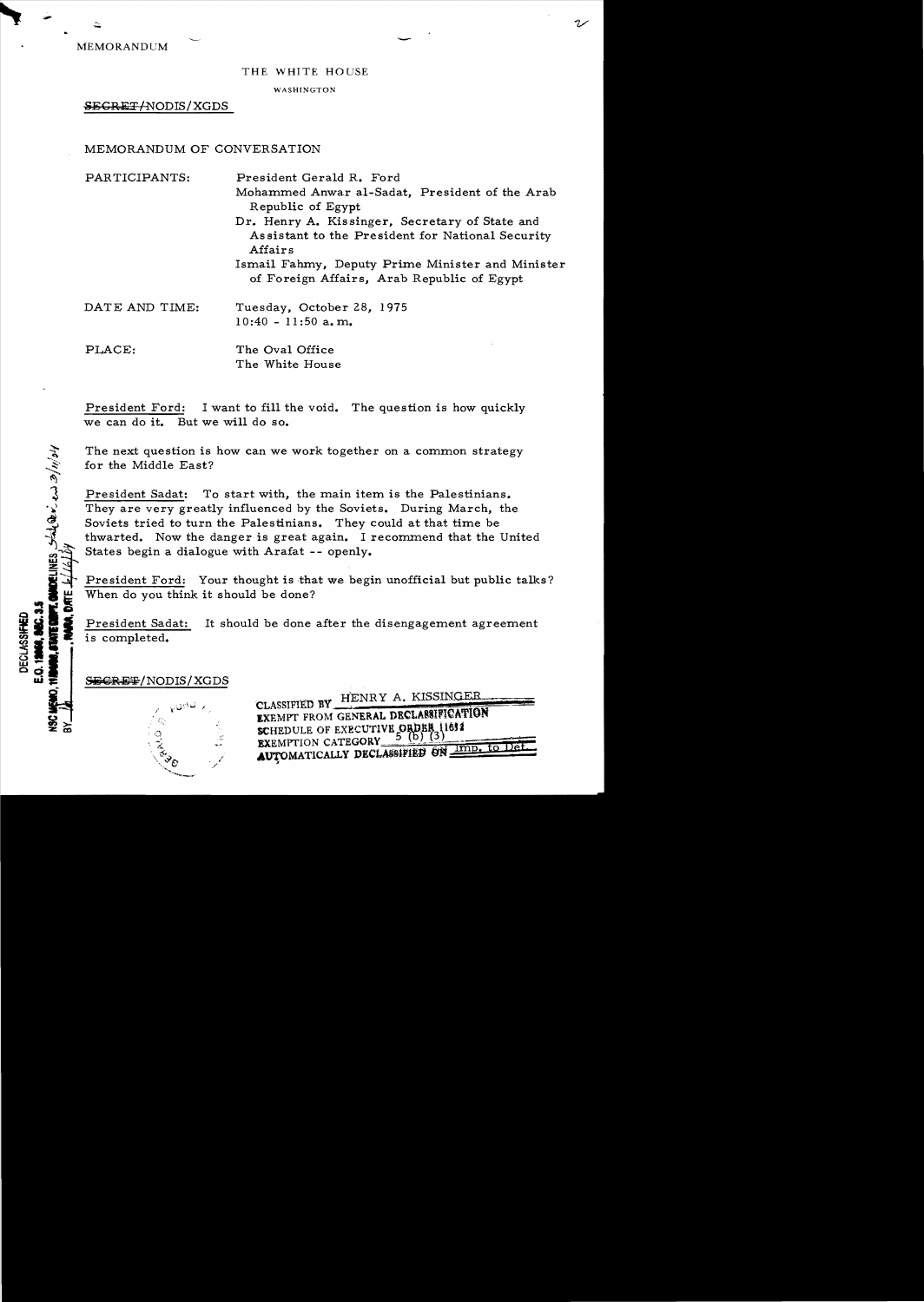MEMORANDUM

THE WHITE HOUSE

WASHINGTON

~~SECRET~~/NODIS/XGDS

MEMORANDUM OF CONVERSATION

PARTICIPANTS: President Gerald R. Ford
Mohammed Anwar al-Sadat, President of the Arab Republic of Egypt
Dr. Henry A. Kissinger, Secretary of State and Assistant to the President for National Security Affairs
Ismail Fahmy, Deputy Prime Minister and Minister of Foreign Affairs, Arab Republic of Egypt

DATE AND TIME: Tuesday, October 28, 1975
10:40 - 11:50 a.m.

PLACE: The Oval Office
The White House

President Ford: I want to fill the void. The question is how quickly we can do it. But we will do so.

The next question is how can we work together on a common strategy for the Middle East?

President Sadat: To start with, the main item is the Palestinians. They are very greatly influenced by the Soviets. During March, the Soviets tried to turn the Palestinians. They could at that time be thwarted. Now the danger is great again. I recommend that the United States begin a dialogue with Arafat -- openly.

President Ford: Your thought is that we begin unofficial but public talks? When do you think it should be done?

President Sadat: It should be done after the disengagement agreement is completed.

~~SECRET~~/NODIS/XGDS

CLASSIFIED BY HENRY A. KISSINGER
EXEMPT FROM GENERAL DECLASSIFICATION SCHEDULE OF EXECUTIVE ORDER 11652
EXEMPTION CATEGORY 5 (b) (3)
AUTOMATICALLY DECLASSIFIED ON Imp. to Det.

DECLASSIFIED
E.O. 12958, SEC. 3.5
NSC MEMO, 11/24/98, STATE DEPT. GUIDELINES
BY ___, NARA, DATE ___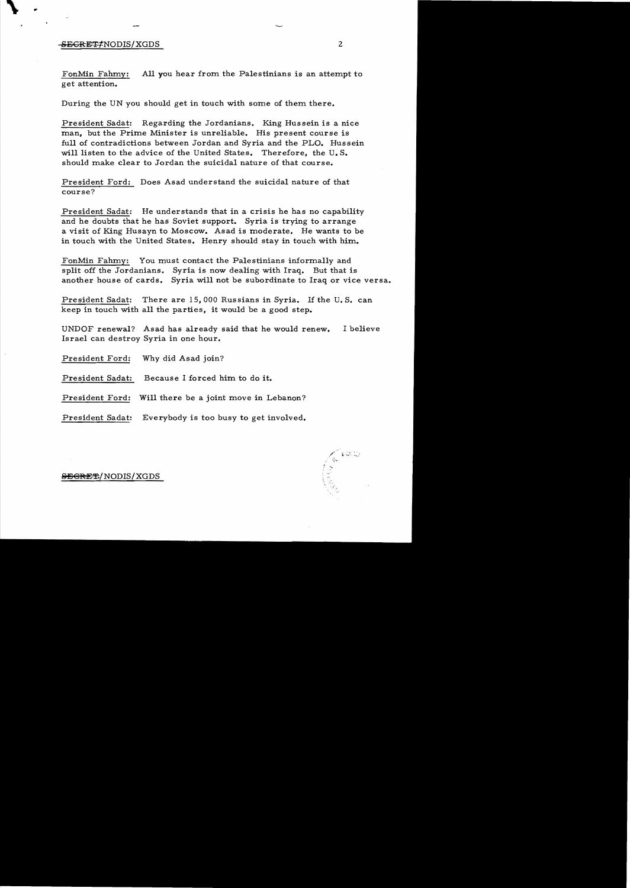FonMin Fahmy: All you hear from the Palestinians is an attempt to get attention.

During the UN you should get in touch with some of them there.

President Sadat: Regarding the Jordanians. King Hussein is a nice man, but the Prime Minister is unreliable. His present course is full of contradictions between Jordan and Syria and the PLO. Hussein will listen to the advice of the United States. Therefore, the U.S. should make clear to Jordan the suicidal nature of that course.

President Ford: Does Asad understand the suicidal nature of that course?

President Sadat: He understands that in a crisis he has no capability and he doubts that he has Soviet support. Syria is trying to arrange a visit of King Husayn to Moscow. Asad is moderate. He wants to be in touch with the United States. Henry should stay in touch with him.

FonMin Fahmy: You must contact the Palestinians informally and split off the Jordanians. Syria is now dealing with Iraq. But that is another house of cards. Syria will not be subordinate to Iraq or vice versa.

President Sadat: There are 15,000 Russians in Syria. If the U.S. can keep in touch with all the parties, it would be a good step.

UNDOF renewal? Asad has already said that he would renew. I believe Israel can destroy Syria in one hour.

President Ford: Why did Asad join?

President Sadat: Because I forced him to do it.

President Ford: Will there be a joint move in Lebanon?

President Sadat: Everybody is too busy to get involved.

~~SECRET~~/NODIS/XGDS